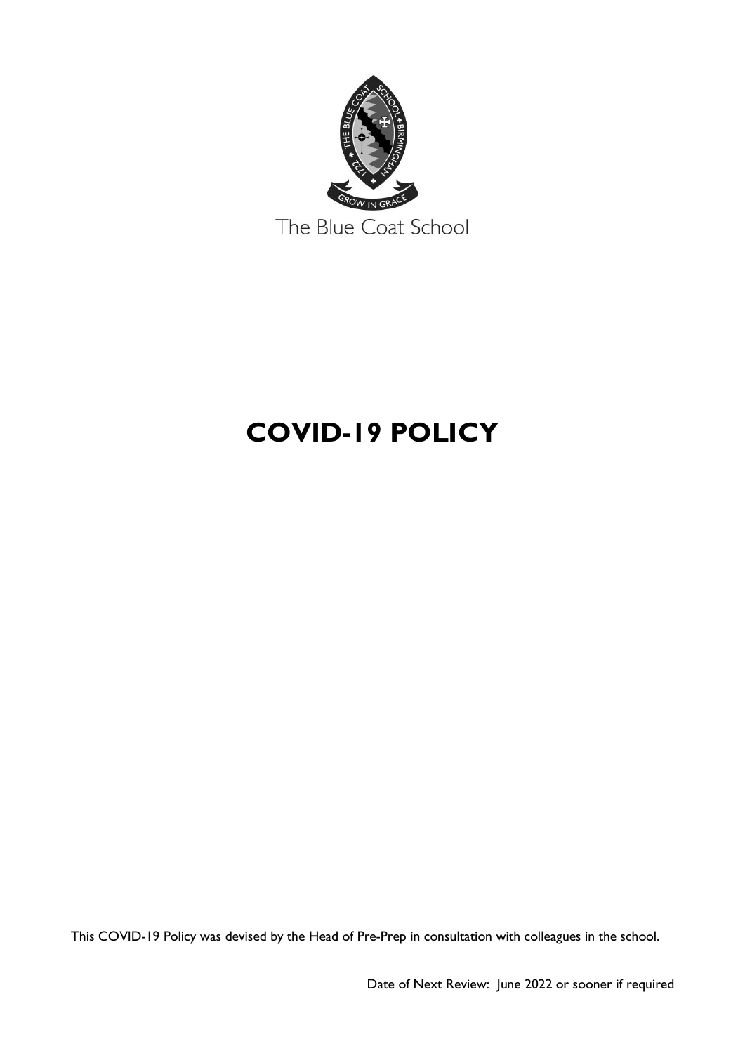The Blue Coat School

# COVID-19 POLICY

This COVID-19 Policy was devised by the Head of Pre-Prep in consultation with colleagues in the school.

Date of Next Review: June 2022 or sooner if required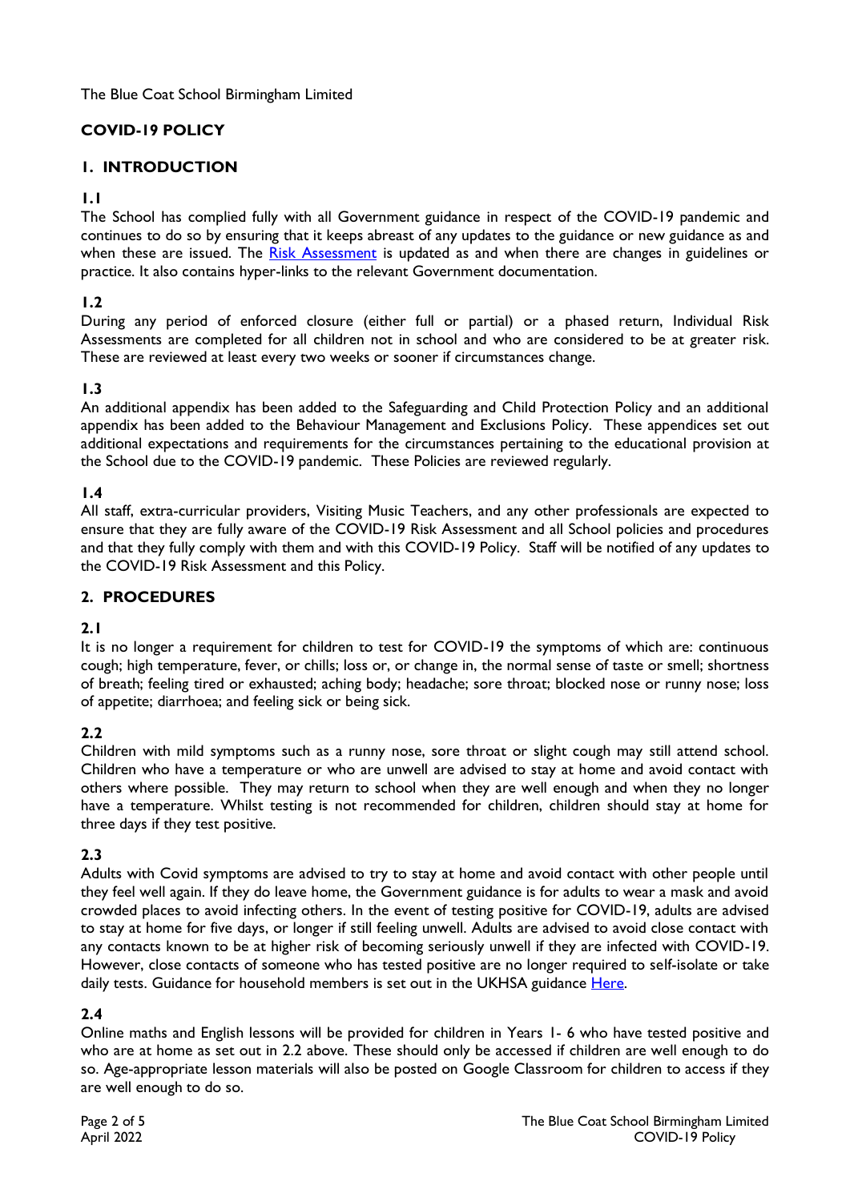The Blue Coat School Birmingham Limited

# COVID-19 POLICY

## 1. INTRODUCTION

**1.1**

The School has complied fully with all Government guidance in respect of the COVID-19 pandemic and continues to do so by ensuring that it keeps abreast of any updates to the guidance or new guidance as and when these are issued. The [Risk Assessment]() is updated as and when there are changes in guidelines or practice. It also contains hyper-links to the relevant Government documentation.

**1.2**

During any period of enforced closure (either full or partial) or a phased return, Individual Risk Assessments are completed for all children not in school and who are considered to be at greater risk. These are reviewed at least every two weeks or sooner if circumstances change.

**1.3**

An additional appendix has been added to the Safeguarding and Child Protection Policy and an additional appendix has been added to the Behaviour Management and Exclusions Policy. These appendices set out additional expectations and requirements for the circumstances pertaining to the educational provision at the School due to the COVID-19 pandemic. These Policies are reviewed regularly.

**1.4**

All staff, extra-curricular providers, Visiting Music Teachers, and any other professionals are expected to ensure that they are fully aware of the COVID-19 Risk Assessment and all School policies and procedures and that they fully comply with them and with this COVID-19 Policy. Staff will be notified of any updates to the COVID-19 Risk Assessment and this Policy.

## 2. PROCEDURES

**2.1**

It is no longer a requirement for children to test for COVID-19 the symptoms of which are: continuous cough; high temperature, fever, or chills; loss or, or change in, the normal sense of taste or smell; shortness of breath; feeling tired or exhausted; aching body; headache; sore throat; blocked nose or runny nose; loss of appetite; diarrhoea; and feeling sick or being sick.

**2.2**

Children with mild symptoms such as a runny nose, sore throat or slight cough may still attend school. Children who have a temperature or who are unwell are advised to stay at home and avoid contact with others where possible. They may return to school when they are well enough and when they no longer have a temperature. Whilst testing is not recommended for children, children should stay at home for three days if they test positive.

**2.3**

Adults with Covid symptoms are advised to try to stay at home and avoid contact with other people until they feel well again. If they do leave home, the Government guidance is for adults to wear a mask and avoid crowded places to avoid infecting others. In the event of testing positive for COVID-19, adults are advised to stay at home for five days, or longer if still feeling unwell. Adults are advised to avoid close contact with any contacts known to be at higher risk of becoming seriously unwell if they are infected with COVID-19. However, close contacts of someone who has tested positive are no longer required to self-isolate or take daily tests. Guidance for household members is set out in the UKHSA guidance [Here]().

**2.4**

Online maths and English lessons will be provided for children in Years 1- 6 who have tested positive and who are at home as set out in 2.2 above. These should only be accessed if children are well enough to do so. Age-appropriate lesson materials will also be posted on Google Classroom for children to access if they are well enough to do so.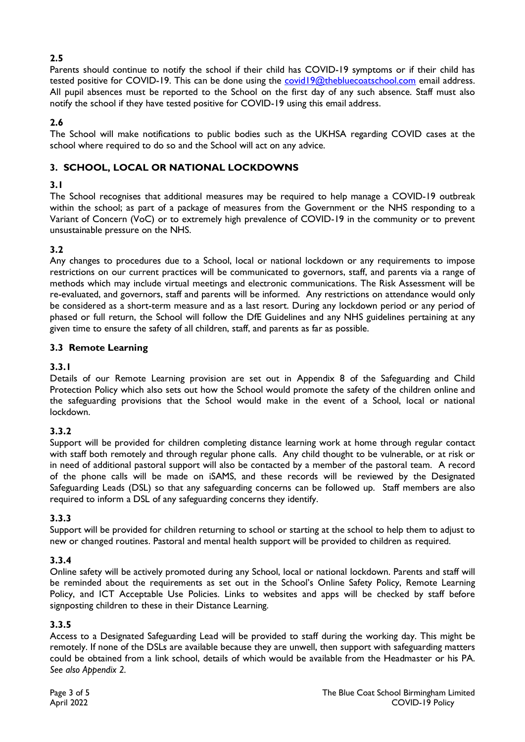**2.5**

Parents should continue to notify the school if their child has COVID-19 symptoms or if their child has tested positive for COVID-19. This can be done using the covid19@thebluecoatschool.com email address. All pupil absences must be reported to the School on the first day of any such absence. Staff must also notify the school if they have tested positive for COVID-19 using this email address.

**2.6**

The School will make notifications to public bodies such as the UKHSA regarding COVID cases at the school where required to do so and the School will act on any advice.

## 3. SCHOOL, LOCAL OR NATIONAL LOCKDOWNS

**3.1**

The School recognises that additional measures may be required to help manage a COVID-19 outbreak within the school; as part of a package of measures from the Government or the NHS responding to a Variant of Concern (VoC) or to extremely high prevalence of COVID-19 in the community or to prevent unsustainable pressure on the NHS.

**3.2**

Any changes to procedures due to a School, local or national lockdown or any requirements to impose restrictions on our current practices will be communicated to governors, staff, and parents via a range of methods which may include virtual meetings and electronic communications. The Risk Assessment will be re-evaluated, and governors, staff and parents will be informed. Any restrictions on attendance would only be considered as a short-term measure and as a last resort. During any lockdown period or any period of phased or full return, the School will follow the DfE Guidelines and any NHS guidelines pertaining at any given time to ensure the safety of all children, staff, and parents as far as possible.

### 3.3 Remote Learning

**3.3.1**

Details of our Remote Learning provision are set out in Appendix 8 of the Safeguarding and Child Protection Policy which also sets out how the School would promote the safety of the children online and the safeguarding provisions that the School would make in the event of a School, local or national lockdown.

**3.3.2**

Support will be provided for children completing distance learning work at home through regular contact with staff both remotely and through regular phone calls. Any child thought to be vulnerable, or at risk or in need of additional pastoral support will also be contacted by a member of the pastoral team. A record of the phone calls will be made on iSAMS, and these records will be reviewed by the Designated Safeguarding Leads (DSL) so that any safeguarding concerns can be followed up. Staff members are also required to inform a DSL of any safeguarding concerns they identify.

**3.3.3**

Support will be provided for children returning to school or starting at the school to help them to adjust to new or changed routines. Pastoral and mental health support will be provided to children as required.

**3.3.4**

Online safety will be actively promoted during any School, local or national lockdown. Parents and staff will be reminded about the requirements as set out in the School's Online Safety Policy, Remote Learning Policy, and ICT Acceptable Use Policies. Links to websites and apps will be checked by staff before signposting children to these in their Distance Learning.

**3.3.5**

Access to a Designated Safeguarding Lead will be provided to staff during the working day. This might be remotely. If none of the DSLs are available because they are unwell, then support with safeguarding matters could be obtained from a link school, details of which would be available from the Headmaster or his PA. *See also Appendix 2.*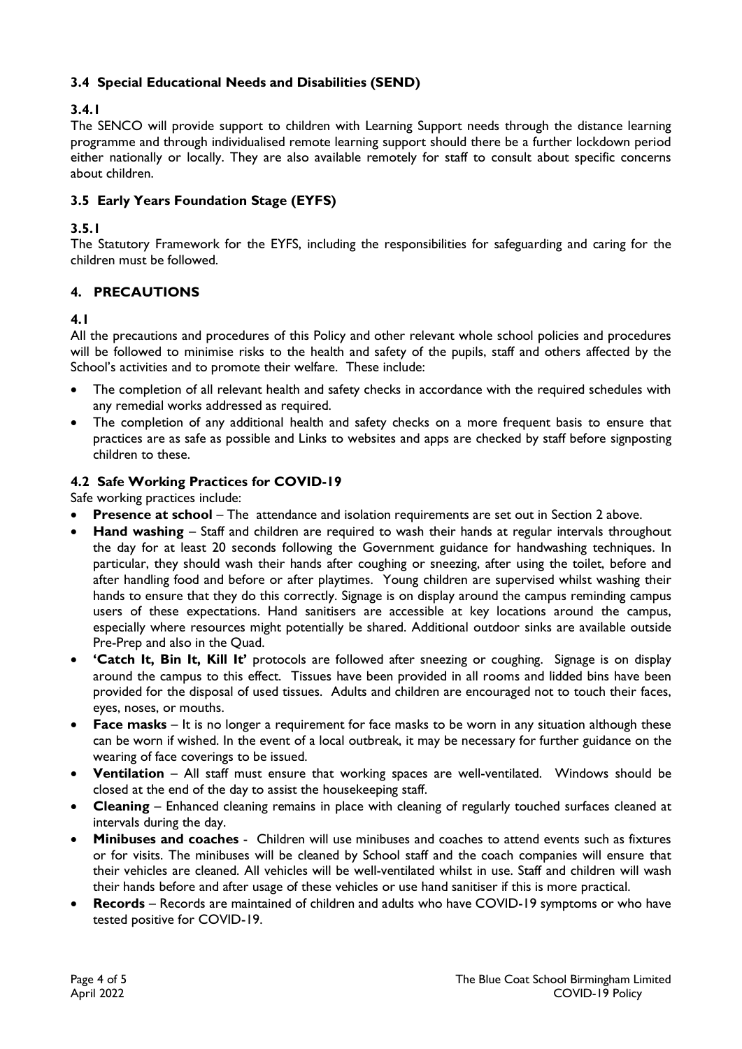### 3.4 Special Educational Needs and Disabilities (SEND)

#### 3.4.1

The SENCO will provide support to children with Learning Support needs through the distance learning programme and through individualised remote learning support should there be a further lockdown period either nationally or locally. They are also available remotely for staff to consult about specific concerns about children.

### 3.5 Early Years Foundation Stage (EYFS)

#### 3.5.1

The Statutory Framework for the EYFS, including the responsibilities for safeguarding and caring for the children must be followed.

## 4. PRECAUTIONS

#### 4.1

All the precautions and procedures of this Policy and other relevant whole school policies and procedures will be followed to minimise risks to the health and safety of the pupils, staff and others affected by the School's activities and to promote their welfare. These include:

- The completion of all relevant health and safety checks in accordance with the required schedules with any remedial works addressed as required.
- The completion of any additional health and safety checks on a more frequent basis to ensure that practices are as safe as possible and Links to websites and apps are checked by staff before signposting children to these.

### 4.2 Safe Working Practices for COVID-19

Safe working practices include:

- **Presence at school** – The attendance and isolation requirements are set out in Section 2 above.
- **Hand washing** – Staff and children are required to wash their hands at regular intervals throughout the day for at least 20 seconds following the Government guidance for handwashing techniques. In particular, they should wash their hands after coughing or sneezing, after using the toilet, before and after handling food and before or after playtimes. Young children are supervised whilst washing their hands to ensure that they do this correctly. Signage is on display around the campus reminding campus users of these expectations. Hand sanitisers are accessible at key locations around the campus, especially where resources might potentially be shared. Additional outdoor sinks are available outside Pre-Prep and also in the Quad.
- **'Catch It, Bin It, Kill It'** protocols are followed after sneezing or coughing. Signage is on display around the campus to this effect. Tissues have been provided in all rooms and lidded bins have been provided for the disposal of used tissues. Adults and children are encouraged not to touch their faces, eyes, noses, or mouths.
- **Face masks** – It is no longer a requirement for face masks to be worn in any situation although these can be worn if wished. In the event of a local outbreak, it may be necessary for further guidance on the wearing of face coverings to be issued.
- **Ventilation** – All staff must ensure that working spaces are well-ventilated. Windows should be closed at the end of the day to assist the housekeeping staff.
- **Cleaning** – Enhanced cleaning remains in place with cleaning of regularly touched surfaces cleaned at intervals during the day.
- **Minibuses and coaches** - Children will use minibuses and coaches to attend events such as fixtures or for visits. The minibuses will be cleaned by School staff and the coach companies will ensure that their vehicles are cleaned. All vehicles will be well-ventilated whilst in use. Staff and children will wash their hands before and after usage of these vehicles or use hand sanitiser if this is more practical.
- **Records** – Records are maintained of children and adults who have COVID-19 symptoms or who have tested positive for COVID-19.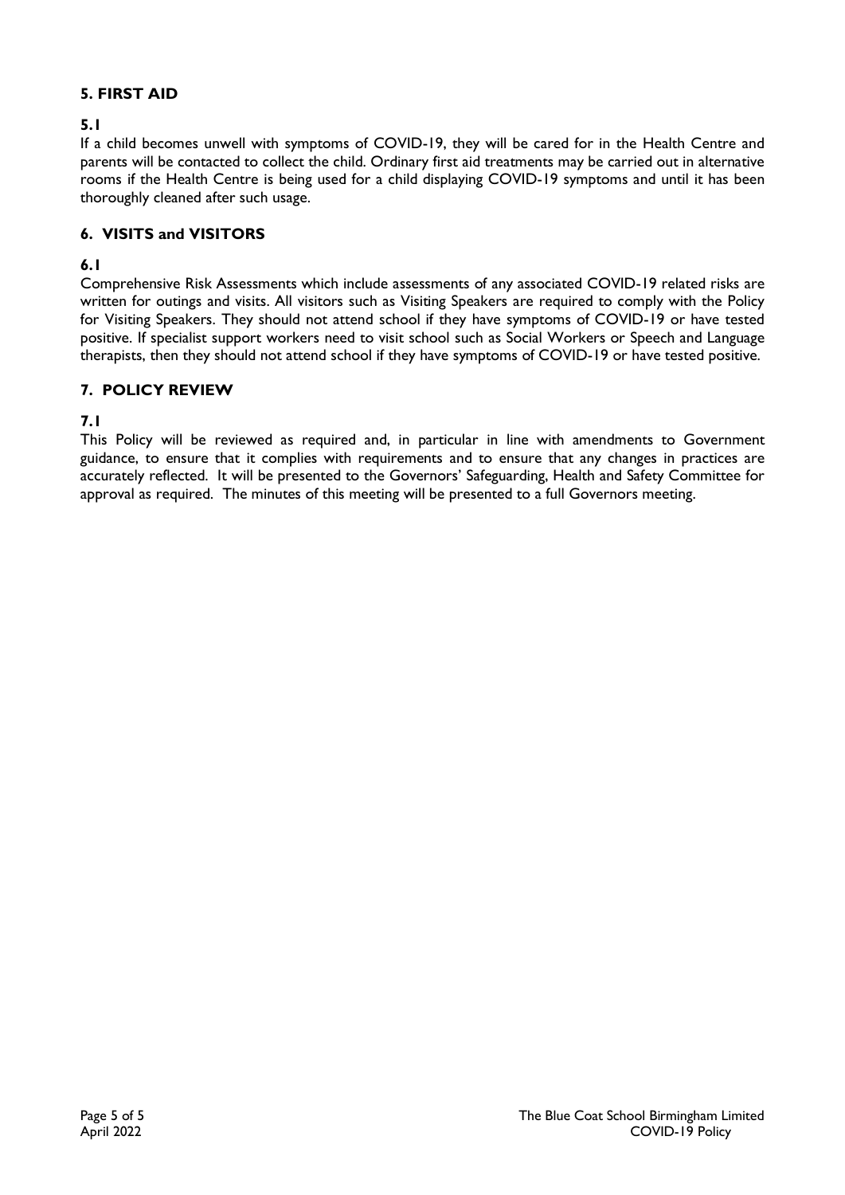## 5. FIRST AID

**5.1**

If a child becomes unwell with symptoms of COVID-19, they will be cared for in the Health Centre and parents will be contacted to collect the child. Ordinary first aid treatments may be carried out in alternative rooms if the Health Centre is being used for a child displaying COVID-19 symptoms and until it has been thoroughly cleaned after such usage.

## 6. VISITS and VISITORS

**6.1**

Comprehensive Risk Assessments which include assessments of any associated COVID-19 related risks are written for outings and visits. All visitors such as Visiting Speakers are required to comply with the Policy for Visiting Speakers. They should not attend school if they have symptoms of COVID-19 or have tested positive. If specialist support workers need to visit school such as Social Workers or Speech and Language therapists, then they should not attend school if they have symptoms of COVID-19 or have tested positive.

## 7. POLICY REVIEW

**7.1**

This Policy will be reviewed as required and, in particular in line with amendments to Government guidance, to ensure that it complies with requirements and to ensure that any changes in practices are accurately reflected. It will be presented to the Governors' Safeguarding, Health and Safety Committee for approval as required. The minutes of this meeting will be presented to a full Governors meeting.